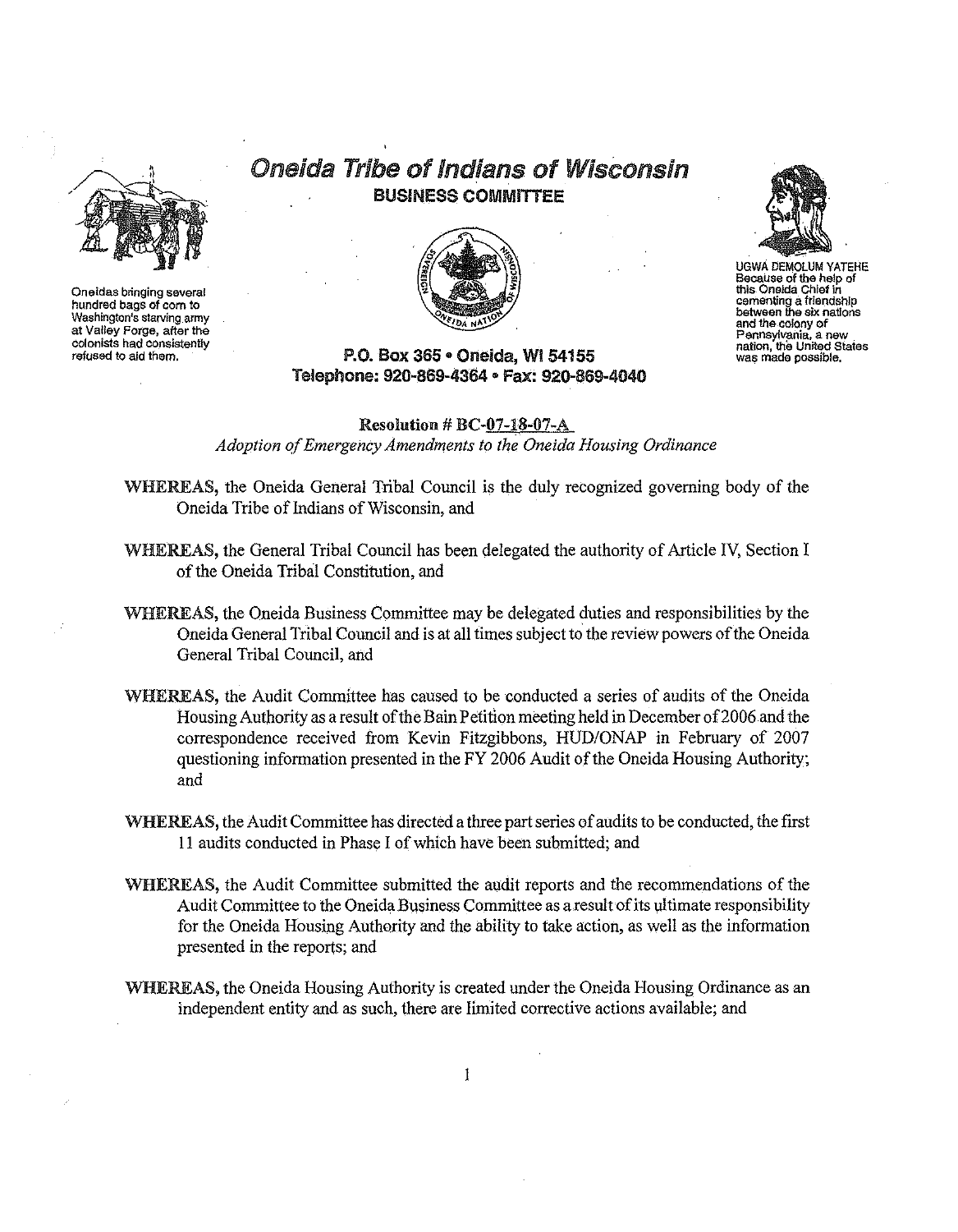Oneidas bringing several hundred bags of corn to Washington's starving army at Valley Forge, after the colonists had consistently refused to aid them.

# Oneida Tribe of Indians of Wisconsin

## BUSINESS COMMITTEE

UGWA DEMOLUM YATEHE Because of the help of this Oneida Chief in cementing a friendship between the six nations and the colony of Pennsylvania, a new nation, the United States was made possible.

**P.O. Box 365 • Oneida, WI 54155**
**Telephone: 920-869-4364 • Fax: 920-869-4040**

**Resolution # BC-07-18-07-A**
*Adoption of Emergency Amendments to the Oneida Housing Ordinance*

**WHEREAS**, the Oneida General Tribal Council is the duly recognized governing body of the Oneida Tribe of Indians of Wisconsin, and

**WHEREAS**, the General Tribal Council has been delegated the authority of Article IV, Section I of the Oneida Tribal Constitution, and

**WHEREAS**, the Oneida Business Committee may be delegated duties and responsibilities by the Oneida General Tribal Council and is at all times subject to the review powers of the Oneida General Tribal Council, and

**WHEREAS**, the Audit Committee has caused to be conducted a series of audits of the Oneida Housing Authority as a result of the Bain Petition meeting held in December of 2006 and the correspondence received from Kevin Fitzgibbons, HUD/ONAP in February of 2007 questioning information presented in the FY 2006 Audit of the Oneida Housing Authority; and

**WHEREAS**, the Audit Committee has directed a three part series of audits to be conducted, the first 11 audits conducted in Phase I of which have been submitted; and

**WHEREAS**, the Audit Committee submitted the audit reports and the recommendations of the Audit Committee to the Oneida Business Committee as a result of its ultimate responsibility for the Oneida Housing Authority and the ability to take action, as well as the information presented in the reports; and

**WHEREAS**, the Oneida Housing Authority is created under the Oneida Housing Ordinance as an independent entity and as such, there are limited corrective actions available; and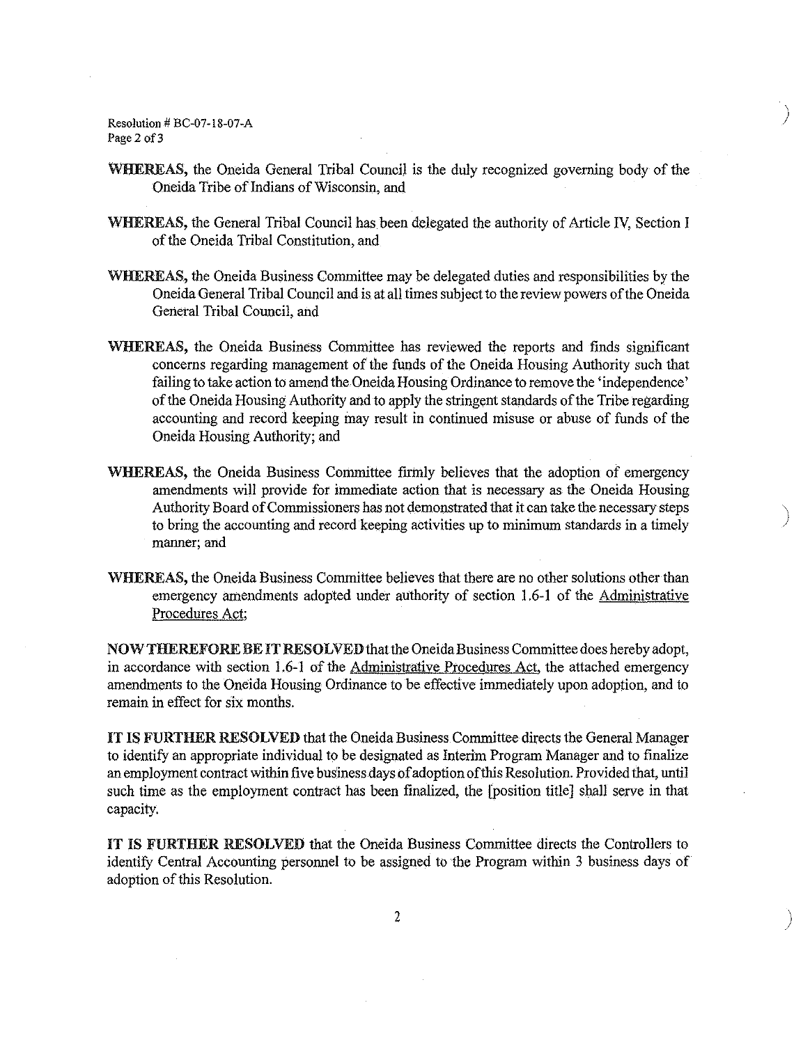**WHEREAS,** the Oneida General Tribal Council is the duly recognized governing body of the Oneida Tribe of Indians of Wisconsin, and

**WHEREAS,** the General Tribal Council has been delegated the authority of Article IV, Section I of the Oneida Tribal Constitution, and

**WHEREAS,** the Oneida Business Committee may be delegated duties and responsibilities by the Oneida General Tribal Council and is at all times subject to the review powers of the Oneida General Tribal Council, and

**WHEREAS,** the Oneida Business Committee has reviewed the reports and finds significant concerns regarding management of the funds of the Oneida Housing Authority such that failing to take action to amend the Oneida Housing Ordinance to remove the 'independence' of the Oneida Housing Authority and to apply the stringent standards of the Tribe regarding accounting and record keeping may result in continued misuse or abuse of funds of the Oneida Housing Authority; and

**WHEREAS,** the Oneida Business Committee firmly believes that the adoption of emergency amendments will provide for immediate action that is necessary as the Oneida Housing Authority Board of Commissioners has not demonstrated that it can take the necessary steps to bring the accounting and record keeping activities up to minimum standards in a timely manner; and

**WHEREAS,** the Oneida Business Committee believes that there are no other solutions other than emergency amendments adopted under authority of section 1.6-1 of the Administrative Procedures Act;

**NOW THEREFORE BE IT RESOLVED** that the Oneida Business Committee does hereby adopt, in accordance with section 1.6-1 of the Administrative Procedures Act, the attached emergency amendments to the Oneida Housing Ordinance to be effective immediately upon adoption, and to remain in effect for six months.

**IT IS FURTHER RESOLVED** that the Oneida Business Committee directs the General Manager to identify an appropriate individual to be designated as Interim Program Manager and to finalize an employment contract within five business days of adoption of this Resolution. Provided that, until such time as the employment contract has been finalized, the [position title] shall serve in that capacity.

**IT IS FURTHER RESOLVED** that the Oneida Business Committee directs the Controllers to identify Central Accounting personnel to be assigned to the Program within 3 business days of adoption of this Resolution.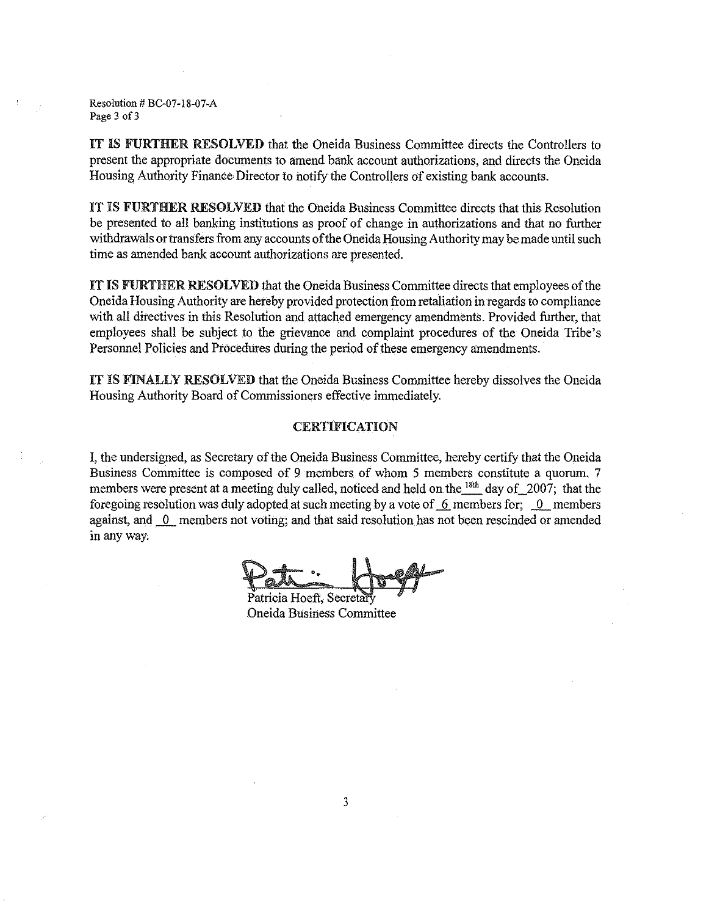Resolution # BC-07-18-07-A

**IT IS FURTHER RESOLVED** that the Oneida Business Committee directs the Controllers to present the appropriate documents to amend bank account authorizations, and directs the Oneida Housing Authority Finance Director to notify the Controllers of existing bank accounts.

**IT IS FURTHER RESOLVED** that the Oneida Business Committee directs that this Resolution be presented to all banking institutions as proof of change in authorizations and that no further withdrawals or transfers from any accounts of the Oneida Housing Authority may be made until such time as amended bank account authorizations are presented.

**IT IS FURTHER RESOLVED** that the Oneida Business Committee directs that employees of the Oneida Housing Authority are hereby provided protection from retaliation in regards to compliance with all directives in this Resolution and attached emergency amendments. Provided further, that employees shall be subject to the grievance and complaint procedures of the Oneida Tribe's Personnel Policies and Procedures during the period of these emergency amendments.

**IT IS FINALLY RESOLVED** that the Oneida Business Committee hereby dissolves the Oneida Housing Authority Board of Commissioners effective immediately.

## CERTIFICATION

I, the undersigned, as Secretary of the Oneida Business Committee, hereby certify that the Oneida Business Committee is composed of 9 members of whom 5 members constitute a quorum. 7 members were present at a meeting duly called, noticed and held on the 18th day of 2007; that the foregoing resolution was duly adopted at such meeting by a vote of 6 members for; 0 members against, and 0 members not voting; and that said resolution has not been rescinded or amended in any way.

Patricia Hoeft, Secretary
Oneida Business Committee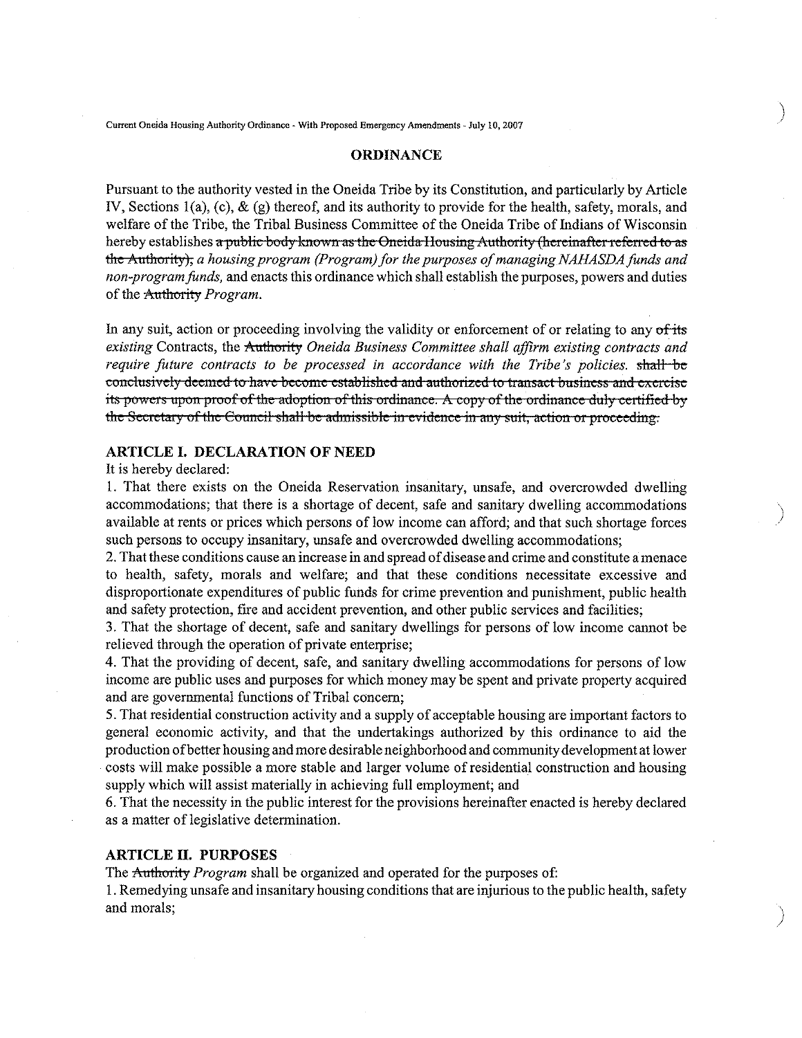Current Oneida Housing Authority Ordinance - With Proposed Emergency Amendments - July 10, 2007

## ORDINANCE

Pursuant to the authority vested in the Oneida Tribe by its Constitution, and particularly by Article IV, Sections 1(a), (c), & (g) thereof, and its authority to provide for the health, safety, morals, and welfare of the Tribe, the Tribal Business Committee of the Oneida Tribe of Indians of Wisconsin hereby establishes ~~a public body known as the Oneida Housing Authority (hereinafter referred to as the Authority),~~ *a housing program (Program) for the purposes of managing NAHASDA funds and non-program funds,* and enacts this ordinance which shall establish the purposes, powers and duties of the ~~Authority~~ *Program.*

In any suit, action or proceeding involving the validity or enforcement of or relating to any ~~of its~~ *existing* Contracts, the ~~Authority~~ *Oneida Business Committee shall affirm existing contracts and require future contracts to be processed in accordance with the Tribe's policies.* ~~shall be conclusively deemed to have become established and authorized to transact business and exercise its powers upon proof of the adoption of this ordinance. A copy of the ordinance duly certified by the Secretary of the Council shall be admissible in evidence in any suit, action or proceeding.~~

### ARTICLE I. DECLARATION OF NEED

It is hereby declared:

1. That there exists on the Oneida Reservation insanitary, unsafe, and overcrowded dwelling accommodations; that there is a shortage of decent, safe and sanitary dwelling accommodations available at rents or prices which persons of low income can afford; and that such shortage forces such persons to occupy insanitary, unsafe and overcrowded dwelling accommodations;
2. That these conditions cause an increase in and spread of disease and crime and constitute a menace to health, safety, morals and welfare; and that these conditions necessitate excessive and disproportionate expenditures of public funds for crime prevention and punishment, public health and safety protection, fire and accident prevention, and other public services and facilities;
3. That the shortage of decent, safe and sanitary dwellings for persons of low income cannot be relieved through the operation of private enterprise;
4. That the providing of decent, safe, and sanitary dwelling accommodations for persons of low income are public uses and purposes for which money may be spent and private property acquired and are governmental functions of Tribal concern;
5. That residential construction activity and a supply of acceptable housing are important factors to general economic activity, and that the undertakings authorized by this ordinance to aid the production of better housing and more desirable neighborhood and community development at lower costs will make possible a more stable and larger volume of residential construction and housing supply which will assist materially in achieving full employment; and
6. That the necessity in the public interest for the provisions hereinafter enacted is hereby declared as a matter of legislative determination.

### ARTICLE II. PURPOSES

The ~~Authority~~ *Program* shall be organized and operated for the purposes of:

1. Remedying unsafe and insanitary housing conditions that are injurious to the public health, safety and morals;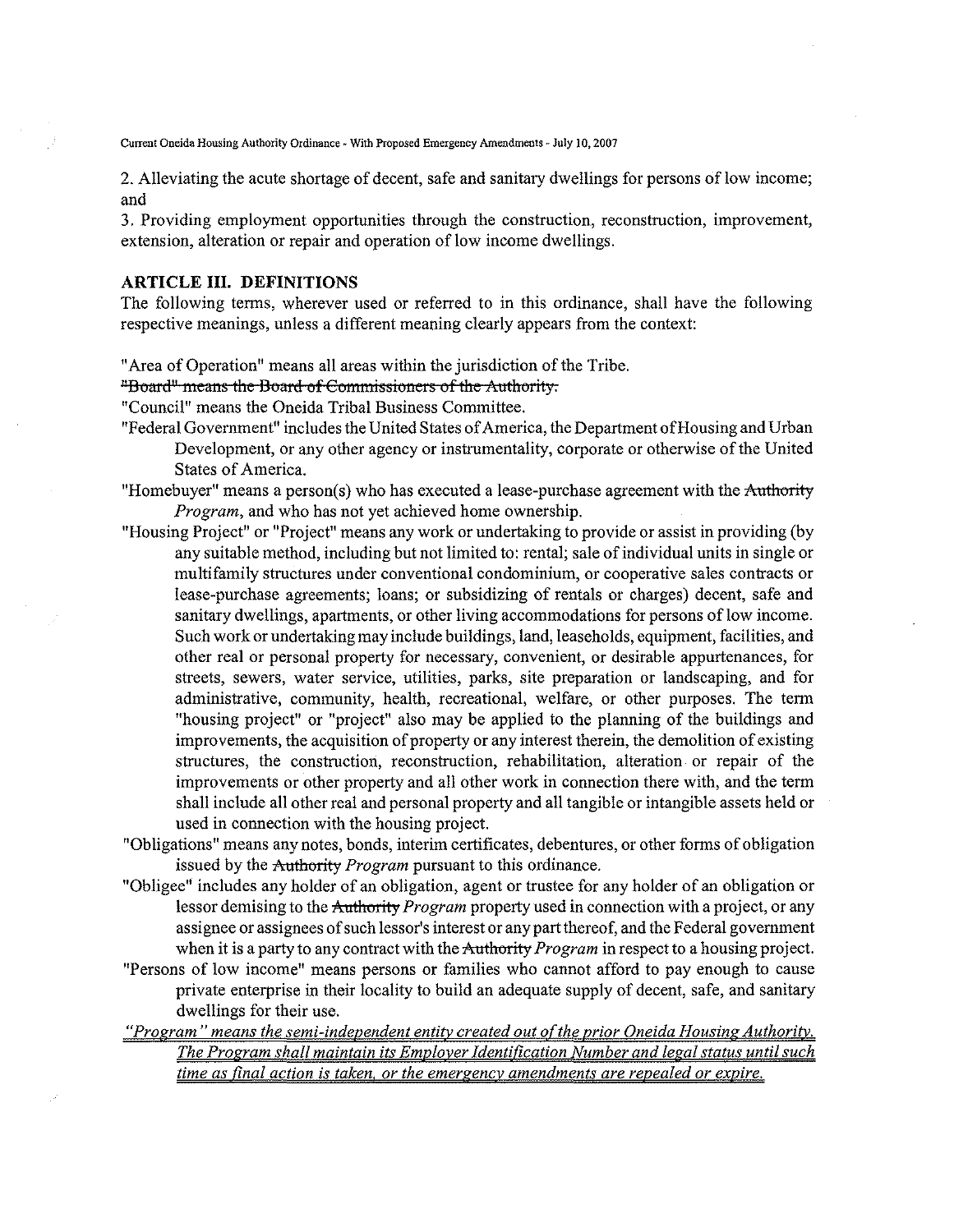2. Alleviating the acute shortage of decent, safe and sanitary dwellings for persons of low income; and

3. Providing employment opportunities through the construction, reconstruction, improvement, extension, alteration or repair and operation of low income dwellings.

## ARTICLE III. DEFINITIONS

The following terms, wherever used or referred to in this ordinance, shall have the following respective meanings, unless a different meaning clearly appears from the context:

"Area of Operation" means all areas within the jurisdiction of the Tribe.

~~"Board" means the Board of Commissioners of the Authority.~~

"Council" means the Oneida Tribal Business Committee.

"Federal Government" includes the United States of America, the Department of Housing and Urban Development, or any other agency or instrumentality, corporate or otherwise of the United States of America.

"Homebuyer" means a person(s) who has executed a lease-purchase agreement with the ~~Authority~~ *Program*, and who has not yet achieved home ownership.

"Housing Project" or "Project" means any work or undertaking to provide or assist in providing (by any suitable method, including but not limited to: rental; sale of individual units in single or multifamily structures under conventional condominium, or cooperative sales contracts or lease-purchase agreements; loans; or subsidizing of rentals or charges) decent, safe and sanitary dwellings, apartments, or other living accommodations for persons of low income. Such work or undertaking may include buildings, land, leaseholds, equipment, facilities, and other real or personal property for necessary, convenient, or desirable appurtenances, for streets, sewers, water service, utilities, parks, site preparation or landscaping, and for administrative, community, health, recreational, welfare, or other purposes. The term "housing project" or "project" also may be applied to the planning of the buildings and improvements, the acquisition of property or any interest therein, the demolition of existing structures, the construction, reconstruction, rehabilitation, alteration or repair of the improvements or other property and all other work in connection there with, and the term shall include all other real and personal property and all tangible or intangible assets held or used in connection with the housing project.

"Obligations" means any notes, bonds, interim certificates, debentures, or other forms of obligation issued by the ~~Authority~~ *Program* pursuant to this ordinance.

"Obligee" includes any holder of an obligation, agent or trustee for any holder of an obligation or lessor demising to the ~~Authority~~ *Program* property used in connection with a project, or any assignee or assignees of such lessor's interest or any part thereof, and the Federal government when it is a party to any contract with the ~~Authority~~ *Program* in respect to a housing project.

"Persons of low income" means persons or families who cannot afford to pay enough to cause private enterprise in their locality to build an adequate supply of decent, safe, and sanitary dwellings for their use.

<u>*"Program" means the semi-independent entity created out of the prior Oneida Housing Authority. The Program shall maintain its Employer Identification Number and legal status until such time as final action is taken, or the emergency amendments are repealed or expire.*</u>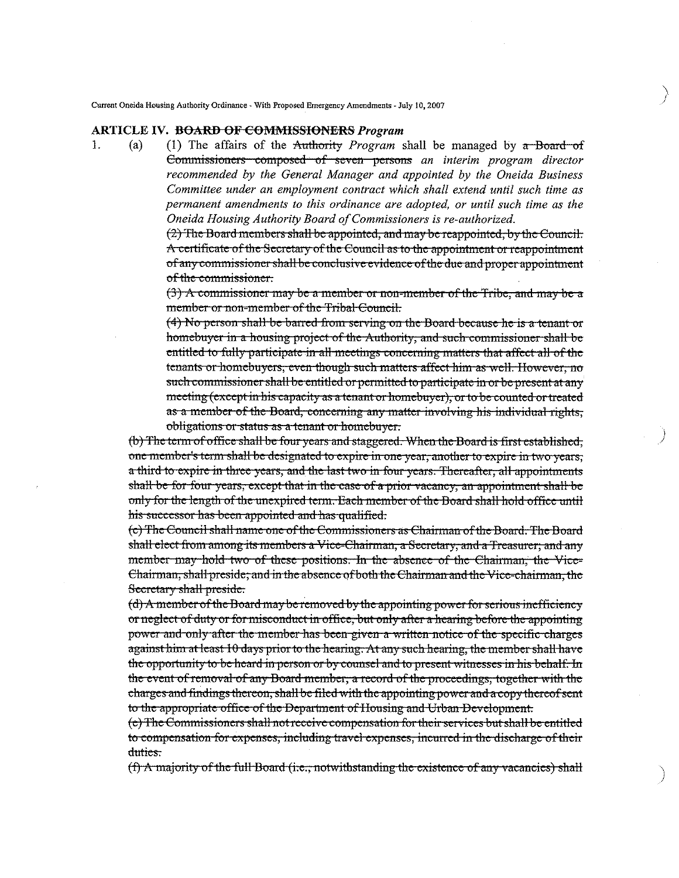Current Oneida Housing Authority Ordinance - With Proposed Emergency Amendments - July 10, 2007

## ARTICLE IV. ~~BOARD OF COMMISSIONERS~~ *Program*

1. (a) (1) The affairs of the ~~Authority~~ *Program* shall be managed by ~~a Board of Commissioners composed of seven persons~~ *an interim program director recommended by the General Manager and appointed by the Oneida Business Committee under an employment contract which shall extend until such time as permanent amendments to this ordinance are adopted, or until such time as the Oneida Housing Authority Board of Commissioners is re-authorized.*

   ~~(2) The Board members shall be appointed, and may be reappointed, by the Council. A certificate of the Secretary of the Council as to the appointment or reappointment of any commissioner shall be conclusive evidence of the due and proper appointment of the commissioner.~~

   ~~(3) A commissioner may be a member or non-member of the Tribe, and may be a member or non-member of the Tribal Council.~~

   ~~(4) No person shall be barred from serving on the Board because he is a tenant or homebuyer in a housing project of the Authority, and such commissioner shall be entitled to fully participate in all meetings concerning matters that affect all of the tenants or homebuyers, even though such matters affect him as well. However, no such commissioner shall be entitled or permitted to participate in or be present at any meeting (except in his capacity as a tenant or homebuyer), or to be counted or treated as a member of the Board, concerning any matter involving his individual rights, obligations or status as a tenant or homebuyer.~~

   ~~(b) The term of office shall be four years and staggered. When the Board is first established, one member's term shall be designated to expire in one year, another to expire in two years, a third to expire in three years, and the last two in four years. Thereafter, all appointments shall be for four years, except that in the case of a prior vacancy, an appointment shall be only for the length of the unexpired term. Each member of the Board shall hold office until his successor has been appointed and has qualified.~~

   ~~(c) The Council shall name one of the Commissioners as Chairman of the Board. The Board shall elect from among its members a Vice-Chairman, a Secretary, and a Treasurer, and any member may hold two of these positions. In the absence of the Chairman, the Vice-Chairman, shall preside, and in the absence of both the Chairman and the Vice-chairman, the Secretary shall preside.~~

   ~~(d) A member of the Board may be removed by the appointing power for serious inefficiency or neglect of duty or for misconduct in office, but only after a hearing before the appointing power and only after the member has been given a written notice of the specific charges against him at least 10 days prior to the hearing. At any such hearing, the member shall have the opportunity to be heard in person or by counsel and to present witnesses in his behalf. In the event of removal of any Board member, a record of the proceedings, together with the charges and findings thereon, shall be filed with the appointing power and a copy thereof sent to the appropriate office of the Department of Housing and Urban Development.~~

   ~~(e) The Commissioners shall not receive compensation for their services but shall be entitled to compensation for expenses, including travel expenses, incurred in the discharge of their duties.~~

   ~~(f) A majority of the full Board (i.e., notwithstanding the existence of any vacancies) shall~~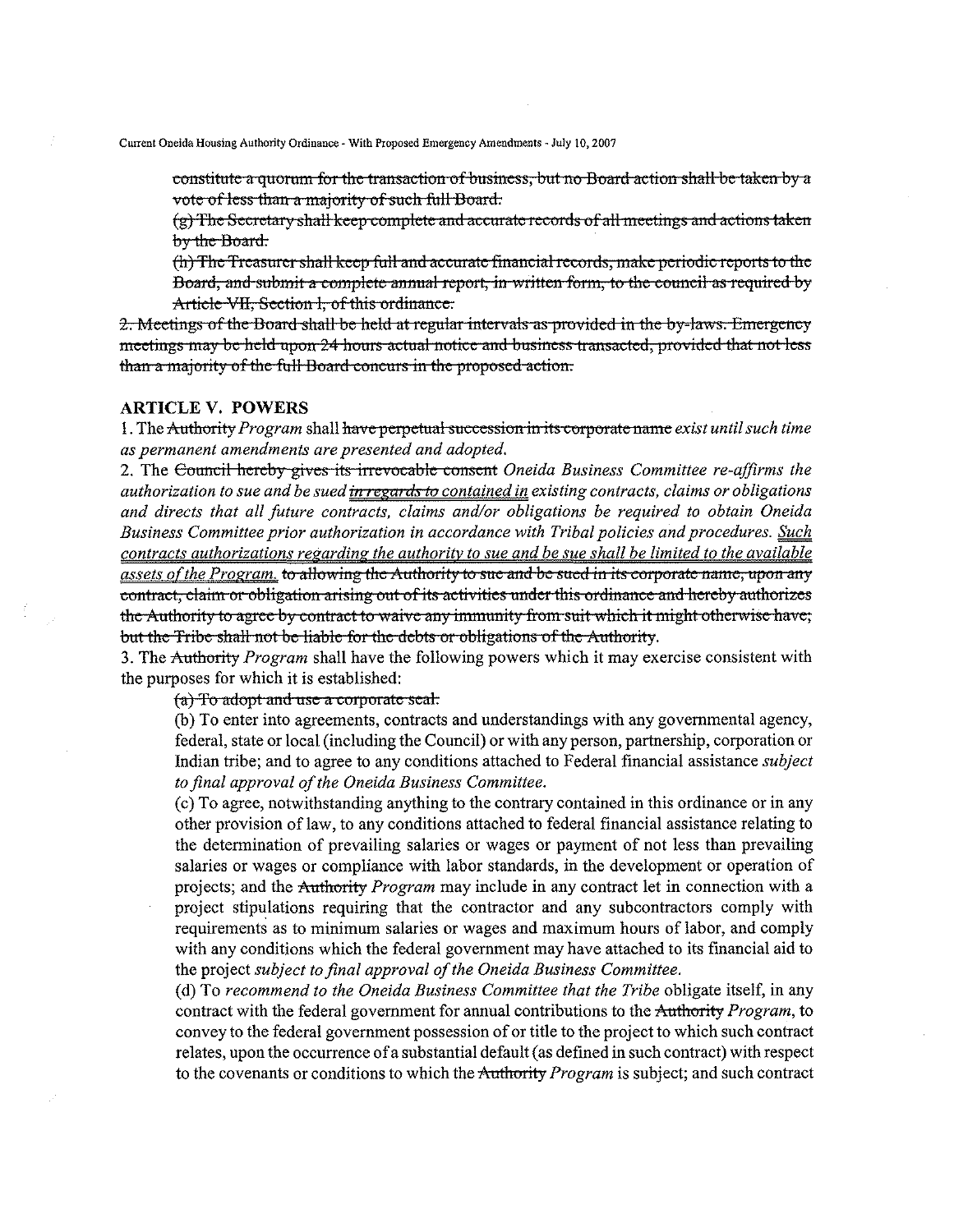~~constitute a quorum for the transaction of business, but no Board action shall be taken by a vote of less than a majority of such full Board.~~

~~(g) The Secretary shall keep complete and accurate records of all meetings and actions taken by the Board.~~

~~(h) The Treasurer shall keep full and accurate financial records, make periodic reports to the Board, and submit a complete annual report, in written form, to the council as required by Article VII, Section 1, of this ordinance.~~

~~2. Meetings of the Board shall be held at regular intervals as provided in the by-laws. Emergency meetings may be held upon 24 hours actual notice and business transacted, provided that not less than a majority of the full Board concurs in the proposed action.~~

## ARTICLE V. POWERS

1. The ~~Authority~~ *Program* shall ~~have perpetual succession in its corporate name~~ *exist until such time as permanent amendments are presented and adopted.*

2. The ~~Council hereby gives its irrevocable consent~~ *Oneida Business Committee re-affirms the authorization to sue and be sued* ~~*in regards to*~~ <u>*contained in*</u> *existing contracts, claims or obligations and directs that all future contracts, claims and/or obligations be required to obtain Oneida Business Committee prior authorization in accordance with Tribal policies and procedures.* <u>*Such contracts authorizations regarding the authority to sue and be sue shall be limited to the available assets of the Program.*</u> ~~to allowing the Authority to sue and be sued in its corporate name, upon any contract, claim or obligation arising out of its activities under this ordinance and hereby authorizes the Authority to agree by contract to waive any immunity from suit which it might otherwise have; but the Tribe shall not be liable for the debts or obligations of the Authority.~~

3. The ~~Authority~~ *Program* shall have the following powers which it may exercise consistent with the purposes for which it is established:

~~(a) To adopt and use a corporate seal.~~

(b) To enter into agreements, contracts and understandings with any governmental agency, federal, state or local (including the Council) or with any person, partnership, corporation or Indian tribe; and to agree to any conditions attached to Federal financial assistance *subject to final approval of the Oneida Business Committee.*

(c) To agree, notwithstanding anything to the contrary contained in this ordinance or in any other provision of law, to any conditions attached to federal financial assistance relating to the determination of prevailing salaries or wages or payment of not less than prevailing salaries or wages or compliance with labor standards, in the development or operation of projects; and the ~~Authority~~ *Program* may include in any contract let in connection with a project stipulations requiring that the contractor and any subcontractors comply with requirements as to minimum salaries or wages and maximum hours of labor, and comply with any conditions which the federal government may have attached to its financial aid to the project *subject to final approval of the Oneida Business Committee.*

(d) To *recommend to the Oneida Business Committee that the Tribe* obligate itself, in any contract with the federal government for annual contributions to the ~~Authority~~ *Program*, to convey to the federal government possession of or title to the project to which such contract relates, upon the occurrence of a substantial default (as defined in such contract) with respect to the covenants or conditions to which the ~~Authority~~ *Program* is subject; and such contract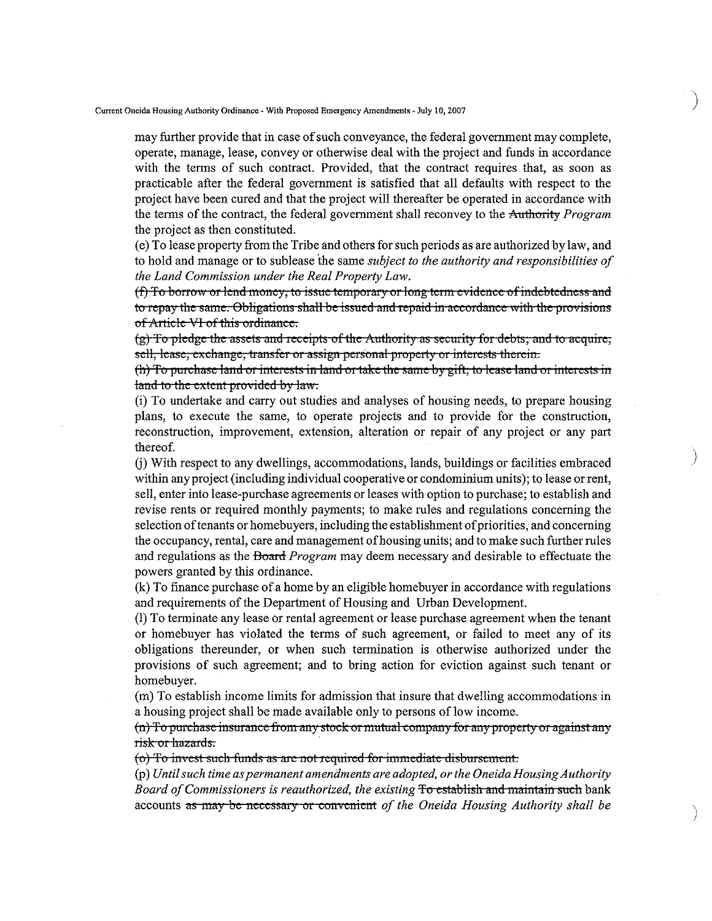may further provide that in case of such conveyance, the federal government may complete, operate, manage, lease, convey or otherwise deal with the project and funds in accordance with the terms of such contract. Provided, that the contract requires that, as soon as practicable after the federal government is satisfied that all defaults with respect to the project have been cured and that the project will thereafter be operated in accordance with the terms of the contract, the federal government shall reconvey to the ~~Authority~~ *Program* the project as then constituted.

(e) To lease property from the Tribe and others for such periods as are authorized by law, and to hold and manage or to sublease the same *subject to the authority and responsibilities of the Land Commission under the Real Property Law.*

~~(f) To borrow or lend money, to issue temporary or long term evidence of indebtedness and to repay the same. Obligations shall be issued and repaid in accordance with the provisions of Article VI of this ordinance.~~

~~(g) To pledge the assets and receipts of the Authority as security for debts; and to acquire, sell, lease, exchange, transfer or assign personal property or interests therein.~~

~~(h) To purchase land or interests in land or take the same by gift; to lease land or interests in land to the extent provided by law.~~

(i) To undertake and carry out studies and analyses of housing needs, to prepare housing plans, to execute the same, to operate projects and to provide for the construction, reconstruction, improvement, extension, alteration or repair of any project or any part thereof.

(j) With respect to any dwellings, accommodations, lands, buildings or facilities embraced within any project (including individual cooperative or condominium units); to lease or rent, sell, enter into lease-purchase agreements or leases with option to purchase; to establish and revise rents or required monthly payments; to make rules and regulations concerning the selection of tenants or homebuyers, including the establishment of priorities, and concerning the occupancy, rental, care and management of housing units; and to make such further rules and regulations as the ~~Board~~ *Program* may deem necessary and desirable to effectuate the powers granted by this ordinance.

(k) To finance purchase of a home by an eligible homebuyer in accordance with regulations and requirements of the Department of Housing and Urban Development.

(l) To terminate any lease or rental agreement or lease purchase agreement when the tenant or homebuyer has violated the terms of such agreement, or failed to meet any of its obligations thereunder, or when such termination is otherwise authorized under the provisions of such agreement; and to bring action for eviction against such tenant or homebuyer.

(m) To establish income limits for admission that insure that dwelling accommodations in a housing project shall be made available only to persons of low income.

~~(n) To purchase insurance from any stock or mutual company for any property or against any risk or hazards.~~

~~(o) To invest such funds as are not required for immediate disbursement.~~

(p) *Until such time as permanent amendments are adopted, or the Oneida Housing Authority Board of Commissioners is reauthorized, the existing* ~~To establish and maintain such~~ bank accounts ~~as may be necessary or convenient~~ *of the Oneida Housing Authority shall be*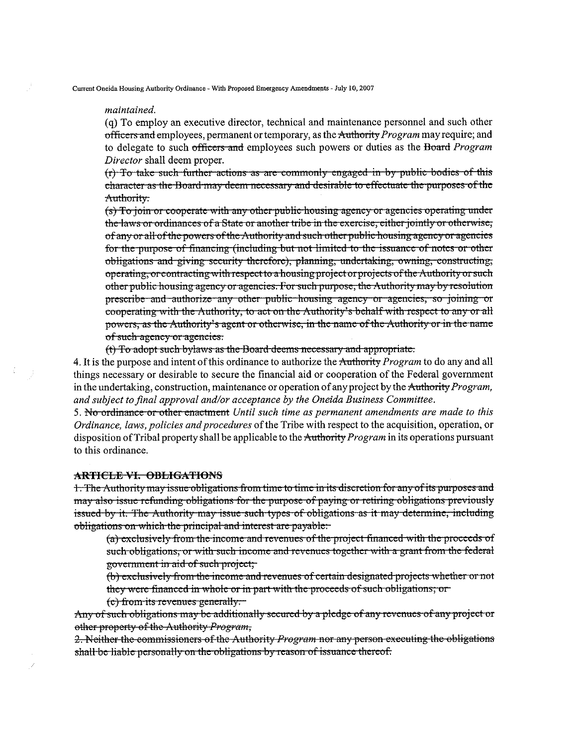*maintained.*

(q) To employ an executive director, technical and maintenance personnel and such other ~~officers and~~ employees, permanent or temporary, as the ~~Authority~~ *Program* may require; and to delegate to such ~~officers and~~ employees such powers or duties as the ~~Board~~ *Program Director* shall deem proper.

~~(r) To take such further actions as are commonly engaged in by public bodies of this character as the Board may deem necessary and desirable to effectuate the purposes of the Authority.~~

~~(s) To join or cooperate with any other public housing agency or agencies operating under the laws or ordinances of a State or another tribe in the exercise, either jointly or otherwise, of any or all of the powers of the Authority and such other public housing agency or agencies for the purpose of financing (including but not limited to the issuance of notes or other obligations and giving security therefore), planning, undertaking, owning, constructing, operating, or contracting with respect to a housing project or projects of the Authority or such other public housing agency or agencies. For such purpose, the Authority may by resolution prescribe and authorize any other public housing agency or agencies, so joining or cooperating with the Authority, to act on the Authority's behalf with respect to any or all powers, as the Authority's agent or otherwise, in the name of the Authority or in the name of such agency or agencies.~~

~~(t) To adopt such bylaws as the Board deems necessary and appropriate.~~

4. It is the purpose and intent of this ordinance to authorize the ~~Authority~~ *Program* to do any and all things necessary or desirable to secure the financial aid or cooperation of the Federal government in the undertaking, construction, maintenance or operation of any project by the ~~Authority~~ *Program, and subject to final approval and/or acceptance by the Oneida Business Committee.*

5. ~~No ordinance or other enactment~~ *Until such time as permanent amendments are made to this Ordinance, laws, policies and procedures* of the Tribe with respect to the acquisition, operation, or disposition of Tribal property shall be applicable to the ~~Authority~~ *Program* in its operations pursuant to this ordinance.

**~~ARTICLE VI. OBLIGATIONS~~**

~~1. The Authority may issue obligations from time to time in its discretion for any of its purposes and may also issue refunding obligations for the purpose of paying or retiring obligations previously issued by it. The Authority may issue such types of obligations as it may determine, including obligations on which the principal and interest are payable:~~

~~(a) exclusively from the income and revenues of the project financed with the proceeds of such obligations, or with such income and revenues together with a grant from the federal government in aid of such project;~~

~~(b) exclusively from the income and revenues of certain designated projects whether or not they were financed in whole or in part with the proceeds of such obligations; or~~

~~(c) from its revenues generally.~~

~~Any of such obligations may be additionally secured by a pledge of any revenues of any project or other property of the Authority *Program*,~~

~~2. Neither the commissioners of the Authority *Program* nor any person executing the obligations shall be liable personally on the obligations by reason of issuance thereof.~~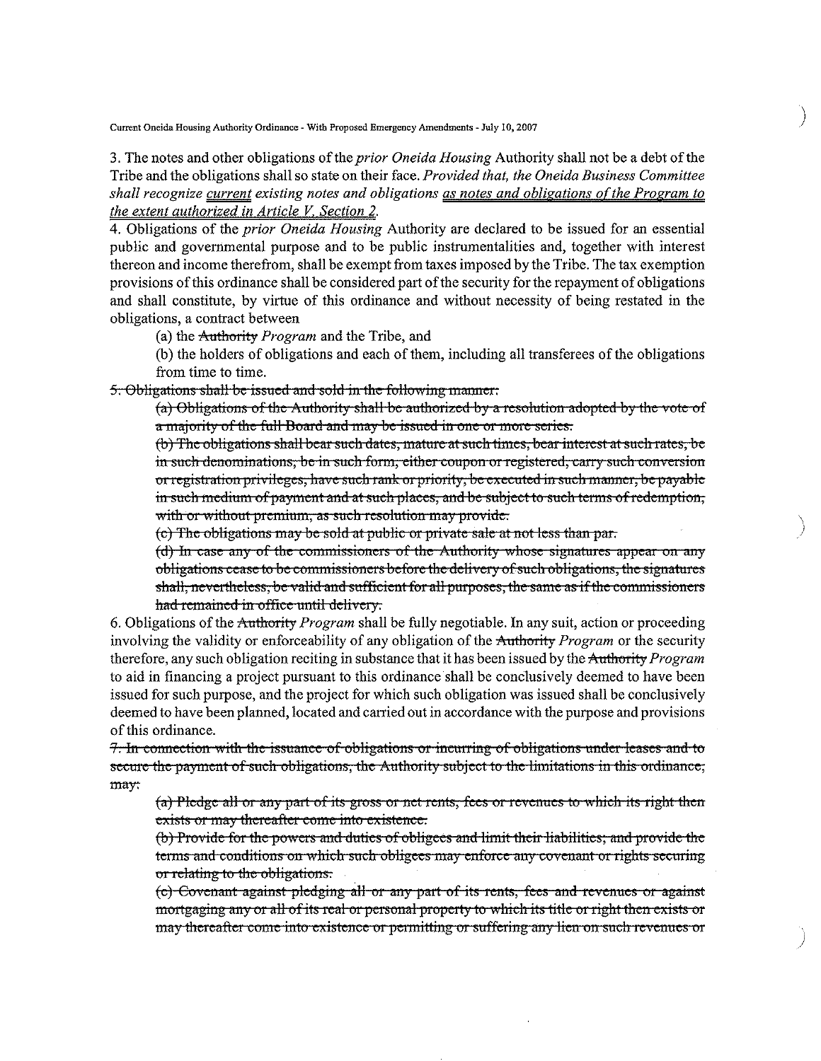3. The notes and other obligations of the *prior Oneida Housing* Authority shall not be a debt of the Tribe and the obligations shall so state on their face. *Provided that, the Oneida Business Committee shall recognize <u>current</u> existing notes and obligations <u>as notes and obligations of the Program to the extent authorized in Article V, Section 2</u>.*

4. Obligations of the *prior Oneida Housing* Authority are declared to be issued for an essential public and governmental purpose and to be public instrumentalities and, together with interest thereon and income therefrom, shall be exempt from taxes imposed by the Tribe. The tax exemption provisions of this ordinance shall be considered part of the security for the repayment of obligations and shall constitute, by virtue of this ordinance and without necessity of being restated in the obligations, a contract between

(a) the ~~Authority~~ *Program* and the Tribe, and

(b) the holders of obligations and each of them, including all transferees of the obligations from time to time.

~~5. Obligations shall be issued and sold in the following manner:~~

~~(a) Obligations of the Authority shall be authorized by a resolution adopted by the vote of a majority of the full Board and may be issued in one or more series.~~

~~(b) The obligations shall bear such dates, mature at such times, bear interest at such rates, be in such denominations, be in such form, either coupon or registered, carry such conversion or registration privileges, have such rank or priority, be executed in such manner, be payable in such medium of payment and at such places, and be subject to such terms of redemption, with or without premium, as such resolution may provide.~~

~~(c) The obligations may be sold at public or private sale at not less than par.~~

~~(d) In case any of the commissioners of the Authority whose signatures appear on any obligations cease to be commissioners before the delivery of such obligations, the signatures shall, nevertheless, be valid and sufficient for all purposes, the same as if the commissioners had remained in office until delivery.~~

6. Obligations of the ~~Authority~~ *Program* shall be fully negotiable. In any suit, action or proceeding involving the validity or enforceability of any obligation of the ~~Authority~~ *Program* or the security therefore, any such obligation reciting in substance that it has been issued by the ~~Authority~~ *Program* to aid in financing a project pursuant to this ordinance shall be conclusively deemed to have been issued for such purpose, and the project for which such obligation was issued shall be conclusively deemed to have been planned, located and carried out in accordance with the purpose and provisions of this ordinance.

~~7. In connection with the issuance of obligations or incurring of obligations under leases and to secure the payment of such obligations, the Authority subject to the limitations in this ordinance, may:~~

~~(a) Pledge all or any part of its gross or net rents, fees or revenues to which its right then exists or may thereafter come into existence.~~

~~(b) Provide for the powers and duties of obligees and limit their liabilities; and provide the terms and conditions on which such obligees may enforce any covenant or rights securing or relating to the obligations.~~

~~(c) Covenant against pledging all or any part of its rents, fees and revenues or against mortgaging any or all of its real or personal property to which its title or right then exists or may thereafter come into existence or permitting or suffering any lien on such revenues or~~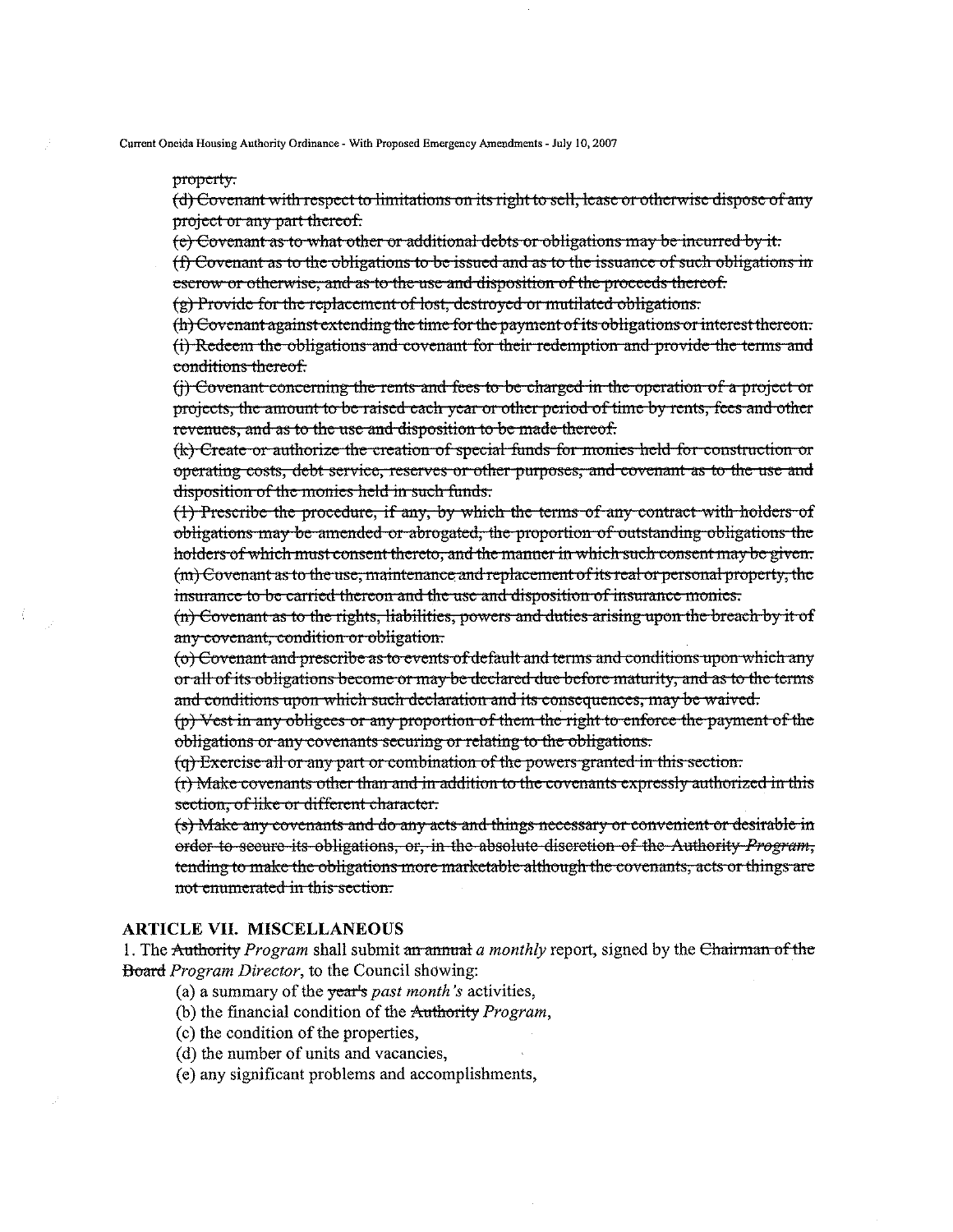~~property.~~

~~(d) Covenant with respect to limitations on its right to sell, lease or otherwise dispose of any project or any part thereof.~~

~~(e) Covenant as to what other or additional debts or obligations may be incurred by it.~~

~~(f) Covenant as to the obligations to be issued and as to the issuance of such obligations in escrow or otherwise, and as to the use and disposition of the proceeds thereof.~~

~~(g) Provide for the replacement of lost, destroyed or mutilated obligations.~~

~~(h) Covenant against extending the time for the payment of its obligations or interest thereon.~~

~~(i) Redeem the obligations and covenant for their redemption and provide the terms and conditions thereof.~~

~~(j) Covenant concerning the rents and fees to be charged in the operation of a project or projects, the amount to be raised each year or other period of time by rents, fees and other revenues, and as to the use and disposition to be made thereof.~~

~~(k) Create or authorize the creation of special funds for monies held for construction or operating costs, debt service, reserves or other purposes, and covenant as to the use and disposition of the monies held in such funds.~~

~~(l) Prescribe the procedure, if any, by which the terms of any contract with holders of obligations may be amended or abrogated, the proportion of outstanding obligations the holders of which must consent thereto, and the manner in which such consent may be given.~~

~~(m) Covenant as to the use, maintenance and replacement of its real or personal property, the insurance to be carried thereon and the use and disposition of insurance monies.~~

~~(n) Covenant as to the rights, liabilities, powers and duties arising upon the breach by it of any covenant, condition or obligation.~~

~~(o) Covenant and prescribe as to events of default and terms and conditions upon which any or all of its obligations become or may be declared due before maturity, and as to the terms and conditions upon which such declaration and its consequences, may be waived.~~

~~(p) Vest in any obligees or any proportion of them the right to enforce the payment of the obligations or any covenants securing or relating to the obligations.~~

~~(q) Exercise all or any part or combination of the powers granted in this section.~~

~~(r) Make covenants other than and in addition to the covenants expressly authorized in this section, of like or different character.~~

~~(s) Make any covenants and do any acts and things necessary or convenient or desirable in order to secure its obligations, or, in the absolute discretion of the Authority *Program*, tending to make the obligations more marketable although the covenants, acts or things are not enumerated in this section.~~

## ARTICLE VII. MISCELLANEOUS

1. The ~~Authority~~ *Program* shall submit ~~an annual~~ *a monthly* report, signed by the ~~Chairman of the Board~~ *Program Director*, to the Council showing:

   (a) a summary of the ~~year's~~ *past month's* activities,

   (b) the financial condition of the ~~Authority~~ *Program*,

   (c) the condition of the properties,

   (d) the number of units and vacancies,

   (e) any significant problems and accomplishments,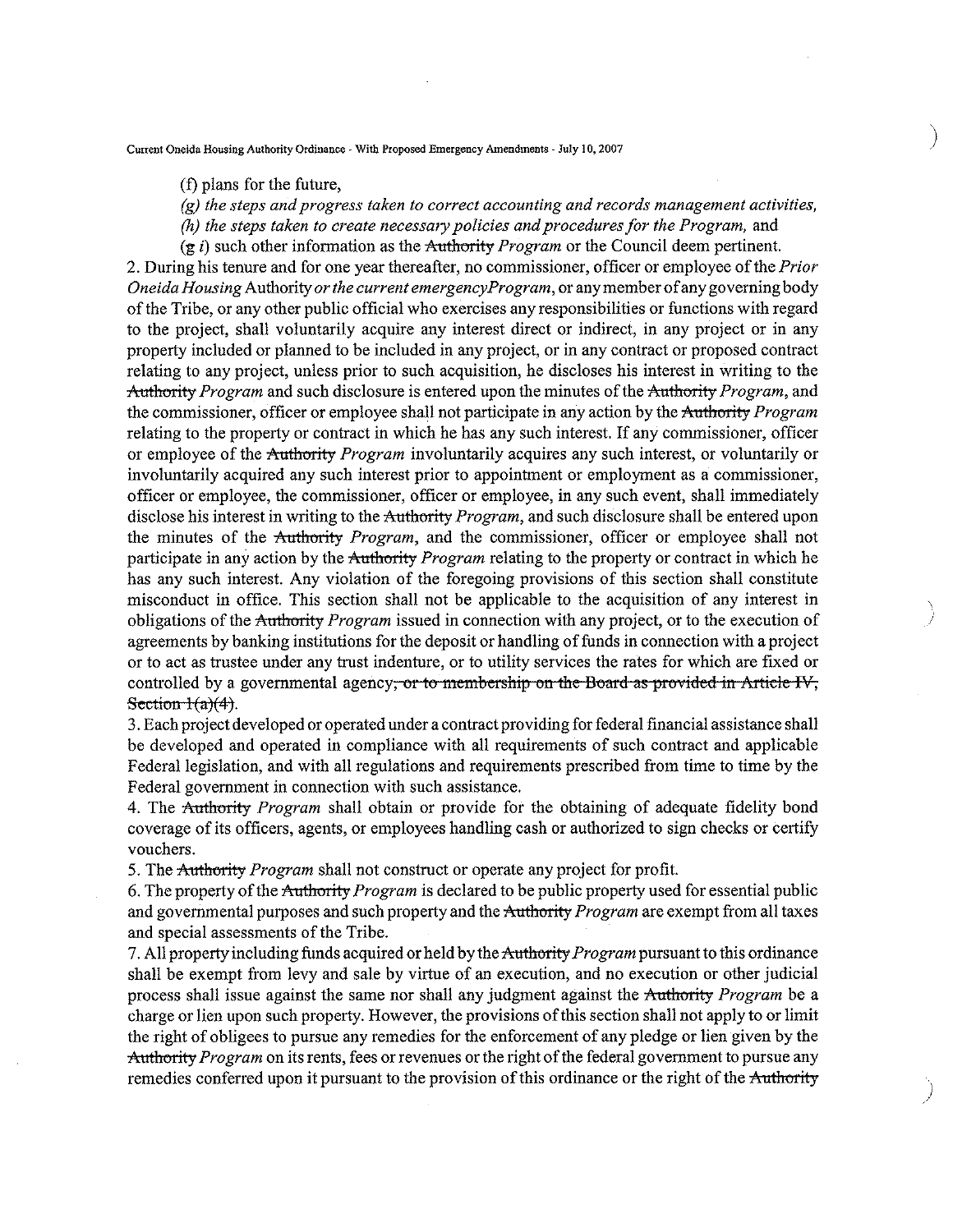(f) plans for the future,

*(g) the steps and progress taken to correct accounting and records management activities,*

*(h) the steps taken to create necessary policies and procedures for the Program,* and

(~~g~~ *i*) such other information as the ~~Authority~~ *Program* or the Council deem pertinent.

2. During his tenure and for one year thereafter, no commissioner, officer or employee of the *Prior Oneida Housing* Authority *or the current emergencyProgram*, or any member of any governing body of the Tribe, or any other public official who exercises any responsibilities or functions with regard to the project, shall voluntarily acquire any interest direct or indirect, in any project or in any property included or planned to be included in any project, or in any contract or proposed contract relating to any project, unless prior to such acquisition, he discloses his interest in writing to the ~~Authority~~ *Program* and such disclosure is entered upon the minutes of the ~~Authority~~ *Program*, and the commissioner, officer or employee shall not participate in any action by the ~~Authority~~ *Program* relating to the property or contract in which he has any such interest. If any commissioner, officer or employee of the ~~Authority~~ *Program* involuntarily acquires any such interest, or voluntarily or involuntarily acquired any such interest prior to appointment or employment as a commissioner, officer or employee, the commissioner, officer or employee, in any such event, shall immediately disclose his interest in writing to the ~~Authority~~ *Program*, and such disclosure shall be entered upon the minutes of the ~~Authority~~ *Program*, and the commissioner, officer or employee shall not participate in any action by the ~~Authority~~ *Program* relating to the property or contract in which he has any such interest. Any violation of the foregoing provisions of this section shall constitute misconduct in office. This section shall not be applicable to the acquisition of any interest in obligations of the ~~Authority~~ *Program* issued in connection with any project, or to the execution of agreements by banking institutions for the deposit or handling of funds in connection with a project or to act as trustee under any trust indenture, or to utility services the rates for which are fixed or controlled by a governmental agency~~, or to membership on the Board as provided in Article IV, Section 1(a)(4)~~.

3. Each project developed or operated under a contract providing for federal financial assistance shall be developed and operated in compliance with all requirements of such contract and applicable Federal legislation, and with all regulations and requirements prescribed from time to time by the Federal government in connection with such assistance.

4. The ~~Authority~~ *Program* shall obtain or provide for the obtaining of adequate fidelity bond coverage of its officers, agents, or employees handling cash or authorized to sign checks or certify vouchers.

5. The ~~Authority~~ *Program* shall not construct or operate any project for profit.

6. The property of the ~~Authority~~ *Program* is declared to be public property used for essential public and governmental purposes and such property and the ~~Authority~~ *Program* are exempt from all taxes and special assessments of the Tribe.

7. All property including funds acquired or held by the ~~Authority~~ *Program* pursuant to this ordinance shall be exempt from levy and sale by virtue of an execution, and no execution or other judicial process shall issue against the same nor shall any judgment against the ~~Authority~~ *Program* be a charge or lien upon such property. However, the provisions of this section shall not apply to or limit the right of obligees to pursue any remedies for the enforcement of any pledge or lien given by the ~~Authority~~ *Program* on its rents, fees or revenues or the right of the federal government to pursue any remedies conferred upon it pursuant to the provision of this ordinance or the right of the ~~Authority~~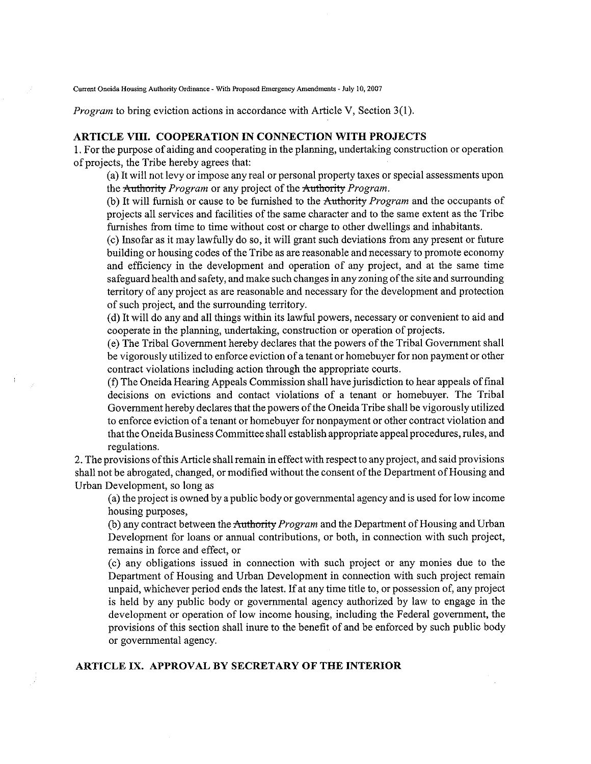*Program* to bring eviction actions in accordance with Article V, Section 3(1).

## ARTICLE VIII. COOPERATION IN CONNECTION WITH PROJECTS

1. For the purpose of aiding and cooperating in the planning, undertaking construction or operation of projects, the Tribe hereby agrees that:

   (a) It will not levy or impose any real or personal property taxes or special assessments upon the ~~Authority~~ *Program* or any project of the ~~Authority~~ *Program*.

   (b) It will furnish or cause to be furnished to the ~~Authority~~ *Program* and the occupants of projects all services and facilities of the same character and to the same extent as the Tribe furnishes from time to time without cost or charge to other dwellings and inhabitants.

   (c) Insofar as it may lawfully do so, it will grant such deviations from any present or future building or housing codes of the Tribe as are reasonable and necessary to promote economy and efficiency in the development and operation of any project, and at the same time safeguard health and safety, and make such changes in any zoning of the site and surrounding territory of any project as are reasonable and necessary for the development and protection of such project, and the surrounding territory.

   (d) It will do any and all things within its lawful powers, necessary or convenient to aid and cooperate in the planning, undertaking, construction or operation of projects.

   (e) The Tribal Government hereby declares that the powers of the Tribal Government shall be vigorously utilized to enforce eviction of a tenant or homebuyer for non payment or other contract violations including action through the appropriate courts.

   (f) The Oneida Hearing Appeals Commission shall have jurisdiction to hear appeals of final decisions on evictions and contact violations of a tenant or homebuyer. The Tribal Government hereby declares that the powers of the Oneida Tribe shall be vigorously utilized to enforce eviction of a tenant or homebuyer for nonpayment or other contract violation and that the Oneida Business Committee shall establish appropriate appeal procedures, rules, and regulations.

2. The provisions of this Article shall remain in effect with respect to any project, and said provisions shall not be abrogated, changed, or modified without the consent of the Department of Housing and Urban Development, so long as

   (a) the project is owned by a public body or governmental agency and is used for low income housing purposes,

   (b) any contract between the ~~Authority~~ *Program* and the Department of Housing and Urban Development for loans or annual contributions, or both, in connection with such project, remains in force and effect, or

   (c) any obligations issued in connection with such project or any monies due to the Department of Housing and Urban Development in connection with such project remain unpaid, whichever period ends the latest. If at any time title to, or possession of, any project is held by any public body or governmental agency authorized by law to engage in the development or operation of low income housing, including the Federal government, the provisions of this section shall inure to the benefit of and be enforced by such public body or governmental agency.

## ARTICLE IX. APPROVAL BY SECRETARY OF THE INTERIOR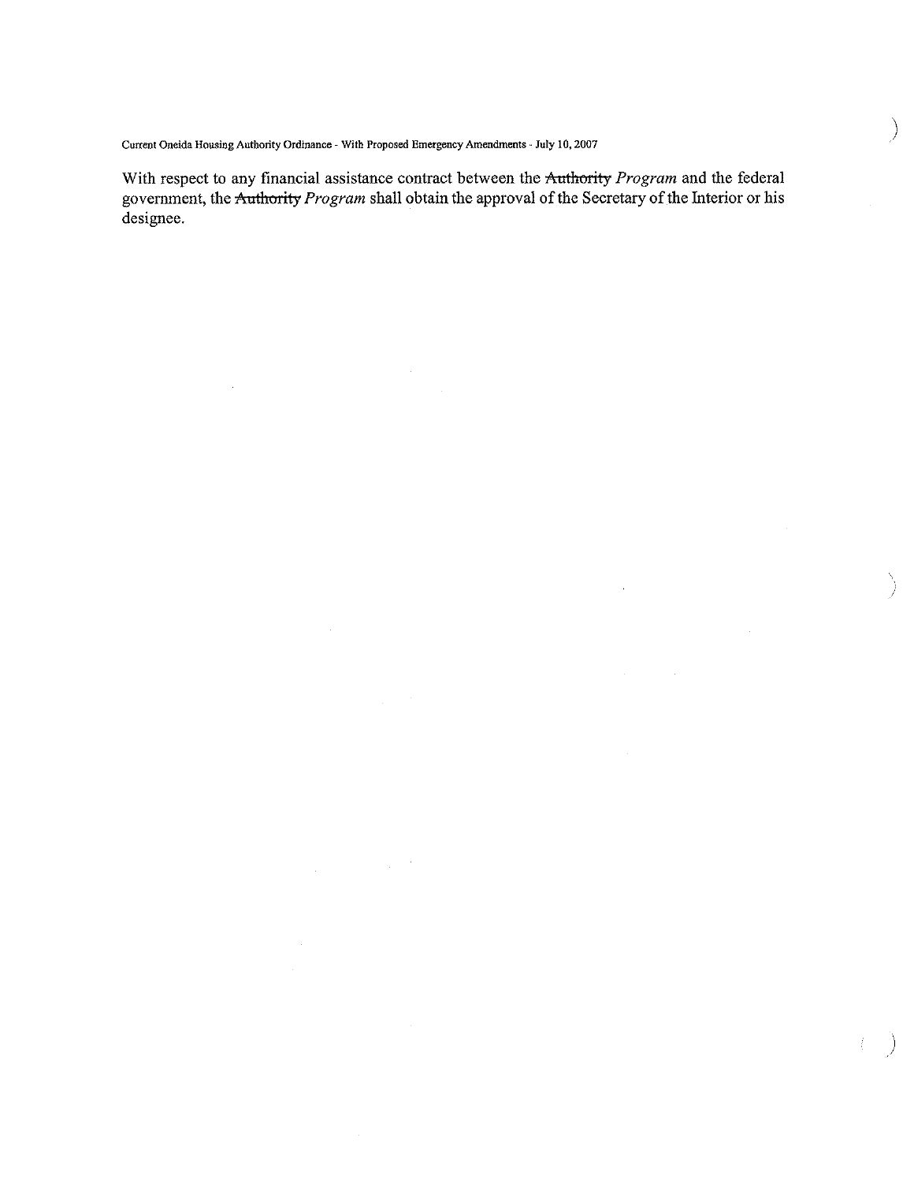With respect to any financial assistance contract between the ~~Authority~~ *Program* and the federal government, the ~~Authority~~ *Program* shall obtain the approval of the Secretary of the Interior or his designee.